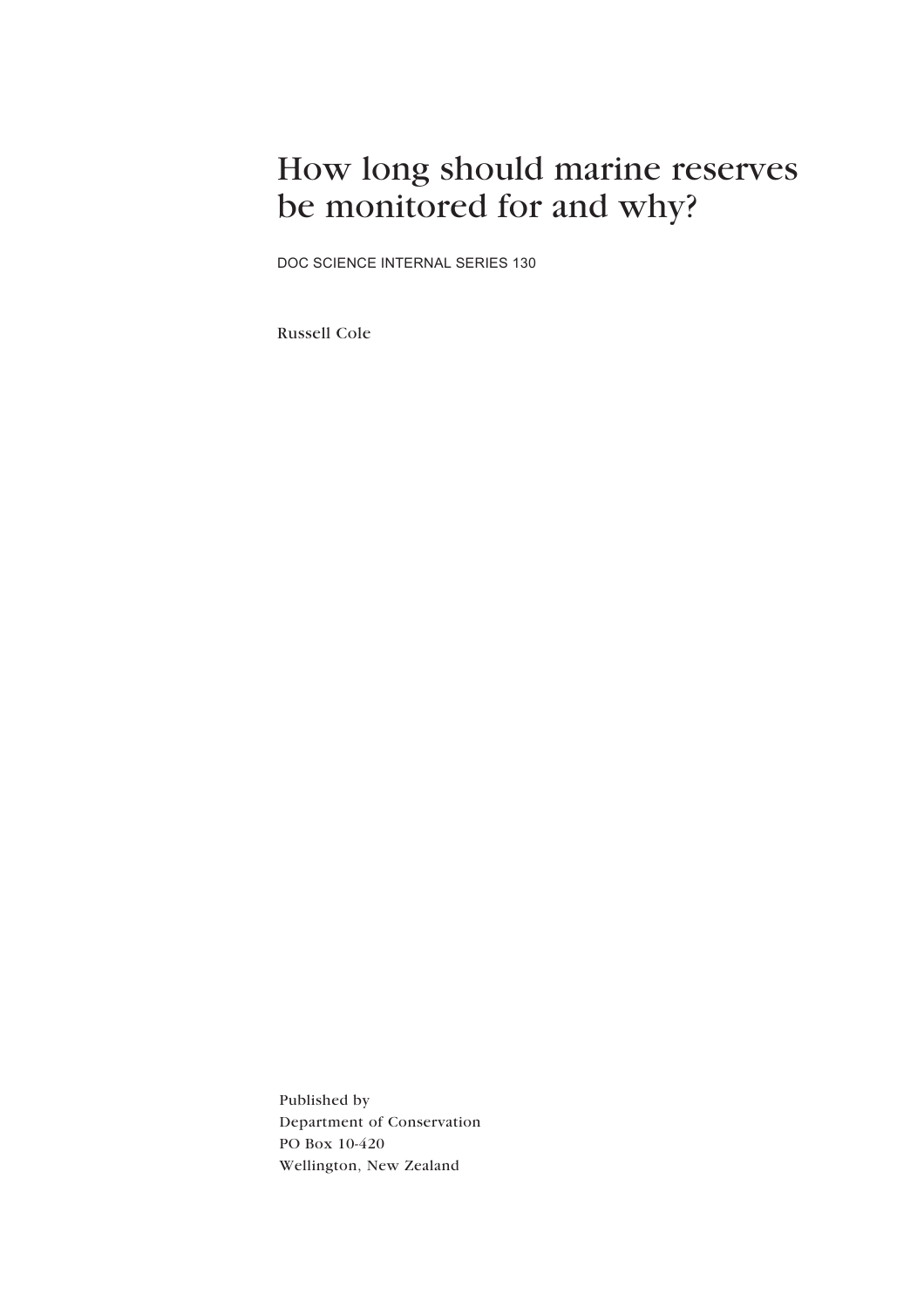# How long should marine reserves be monitored for and why?

DOC SCIENCE INTERNAL SERIES 130

Russell Cole

Published by
Department of Conservation
PO Box 10-420
Wellington, New Zealand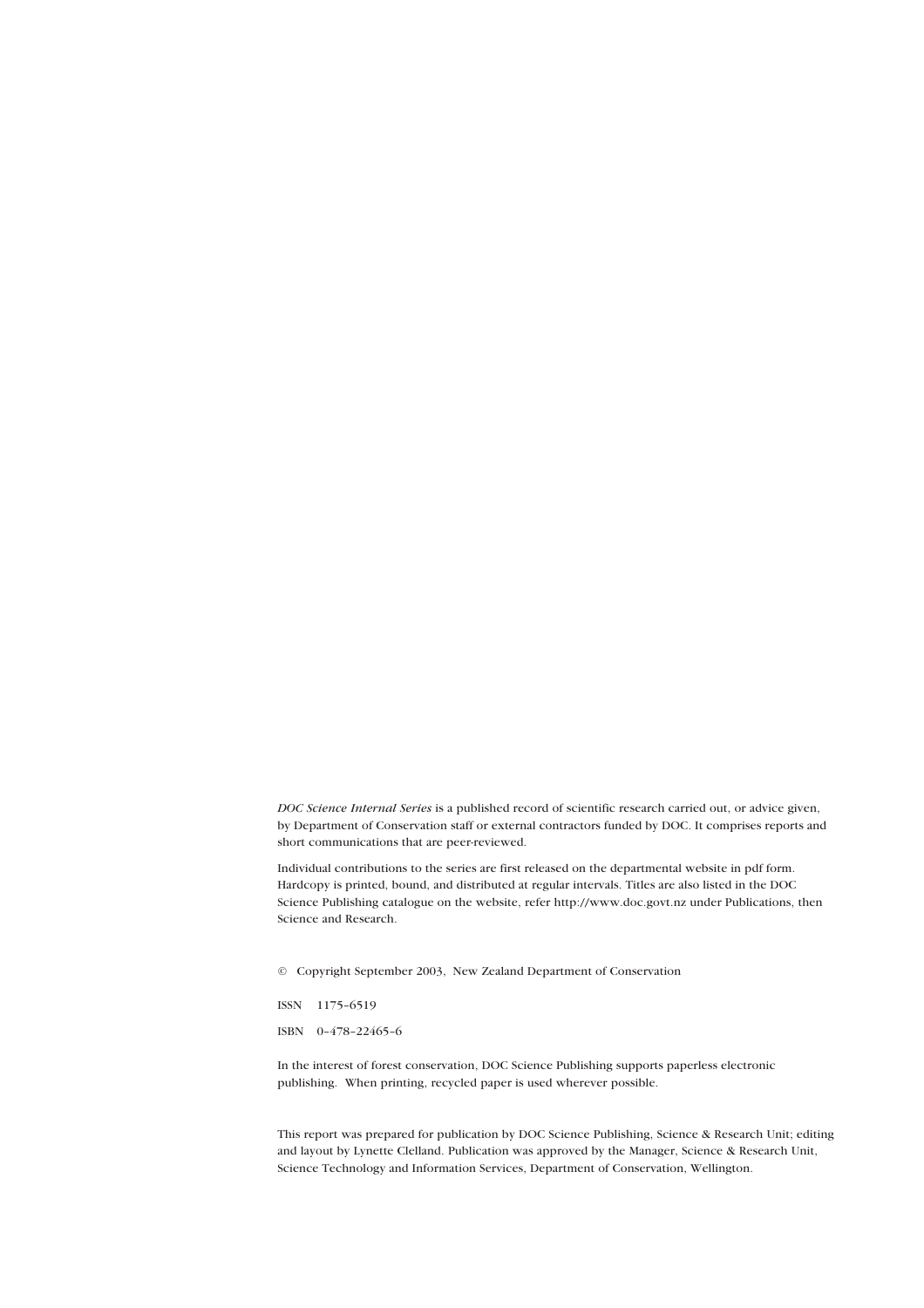*DOC Science Internal Series* is a published record of scientific research carried out, or advice given, by Department of Conservation staff or external contractors funded by DOC. It comprises reports and short communications that are peer-reviewed.

Individual contributions to the series are first released on the departmental website in pdf form. Hardcopy is printed, bound, and distributed at regular intervals. Titles are also listed in the DOC Science Publishing catalogue on the website, refer http://www.doc.govt.nz under Publications, then Science and Research.

© Copyright September 2003, New Zealand Department of Conservation

ISSN 1175–6519

ISBN 0–478–22465–6

In the interest of forest conservation, DOC Science Publishing supports paperless electronic publishing. When printing, recycled paper is used wherever possible.

This report was prepared for publication by DOC Science Publishing, Science & Research Unit; editing and layout by Lynette Clelland. Publication was approved by the Manager, Science & Research Unit, Science Technology and Information Services, Department of Conservation, Wellington.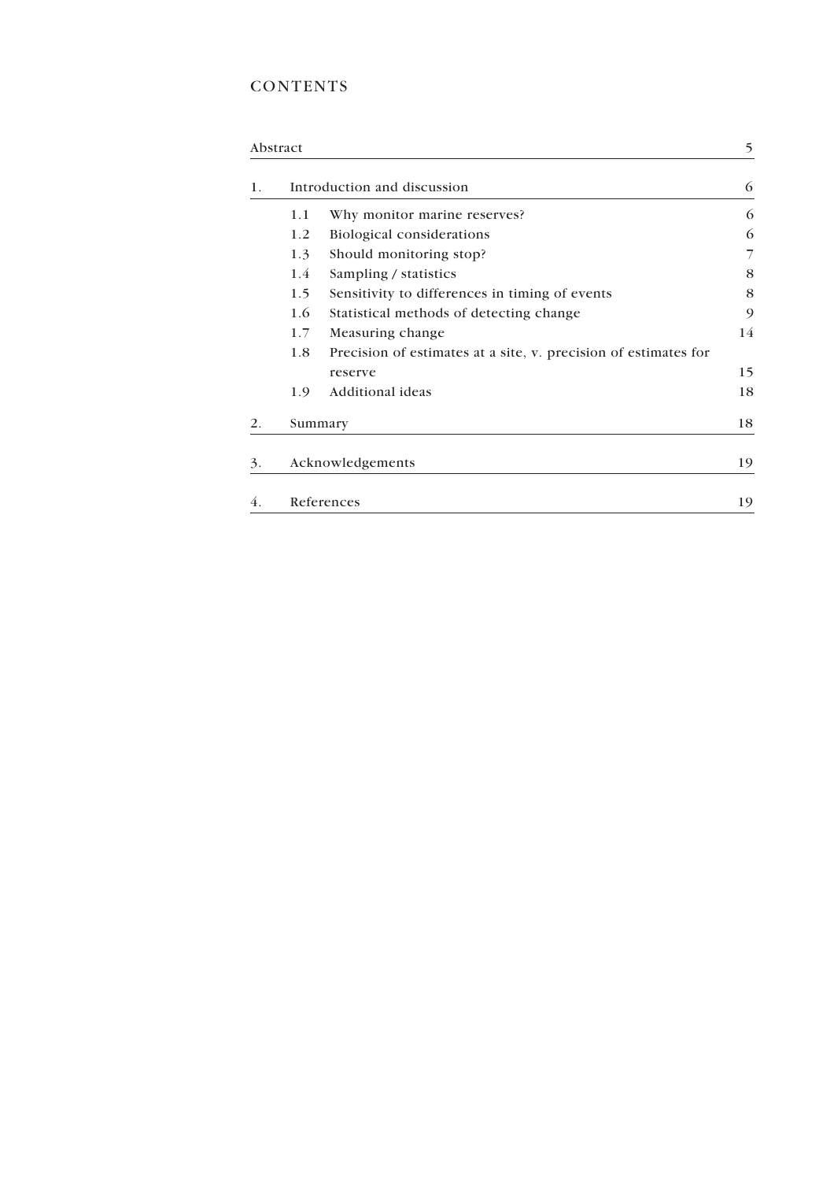# CONTENTS

| | | |
|---|---|---|
| Abstract | | 5 |
| 1. | Introduction and discussion | 6 |
| | 1.1 Why monitor marine reserves? | 6 |
| | 1.2 Biological considerations | 6 |
| | 1.3 Should monitoring stop? | 7 |
| | 1.4 Sampling / statistics | 8 |
| | 1.5 Sensitivity to differences in timing of events | 8 |
| | 1.6 Statistical methods of detecting change | 9 |
| | 1.7 Measuring change | 14 |
| | 1.8 Precision of estimates at a site, v. precision of estimates for reserve | 15 |
| | 1.9 Additional ideas | 18 |
| 2. | Summary | 18 |
| 3. | Acknowledgements | 19 |
| 4. | References | 19 |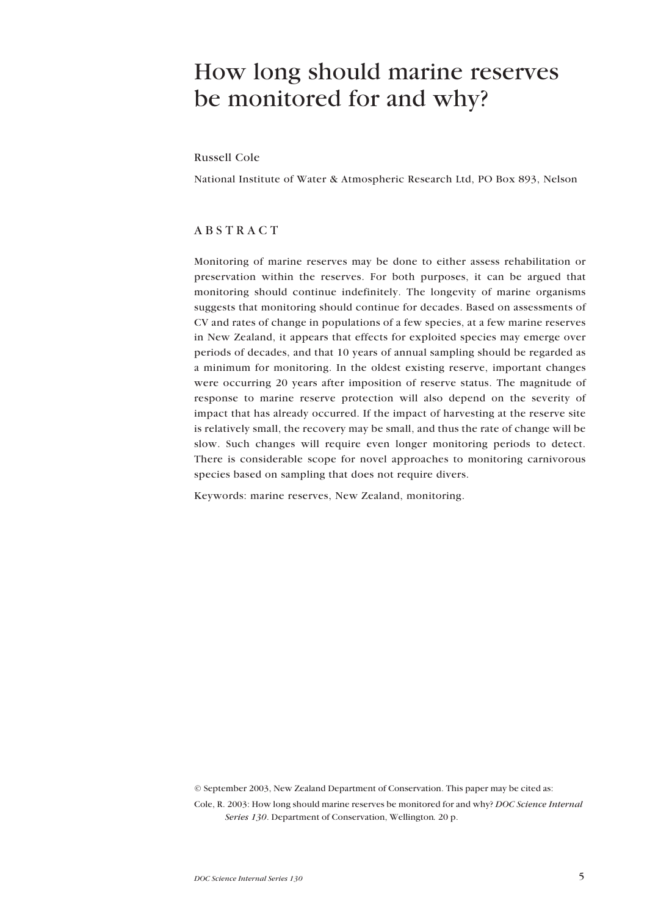# How long should marine reserves be monitored for and why?

Russell Cole

National Institute of Water & Atmospheric Research Ltd, PO Box 893, Nelson

## ABSTRACT

Monitoring of marine reserves may be done to either assess rehabilitation or preservation within the reserves. For both purposes, it can be argued that monitoring should continue indefinitely. The longevity of marine organisms suggests that monitoring should continue for decades. Based on assessments of CV and rates of change in populations of a few species, at a few marine reserves in New Zealand, it appears that effects for exploited species may emerge over periods of decades, and that 10 years of annual sampling should be regarded as a minimum for monitoring. In the oldest existing reserve, important changes were occurring 20 years after imposition of reserve status. The magnitude of response to marine reserve protection will also depend on the severity of impact that has already occurred. If the impact of harvesting at the reserve site is relatively small, the recovery may be small, and thus the rate of change will be slow. Such changes will require even longer monitoring periods to detect. There is considerable scope for novel approaches to monitoring carnivorous species based on sampling that does not require divers.

Keywords: marine reserves, New Zealand, monitoring.

© September 2003, New Zealand Department of Conservation. This paper may be cited as:

Cole, R. 2003: How long should marine reserves be monitored for and why? *DOC Science Internal Series 130*. Department of Conservation, Wellington. 20 p.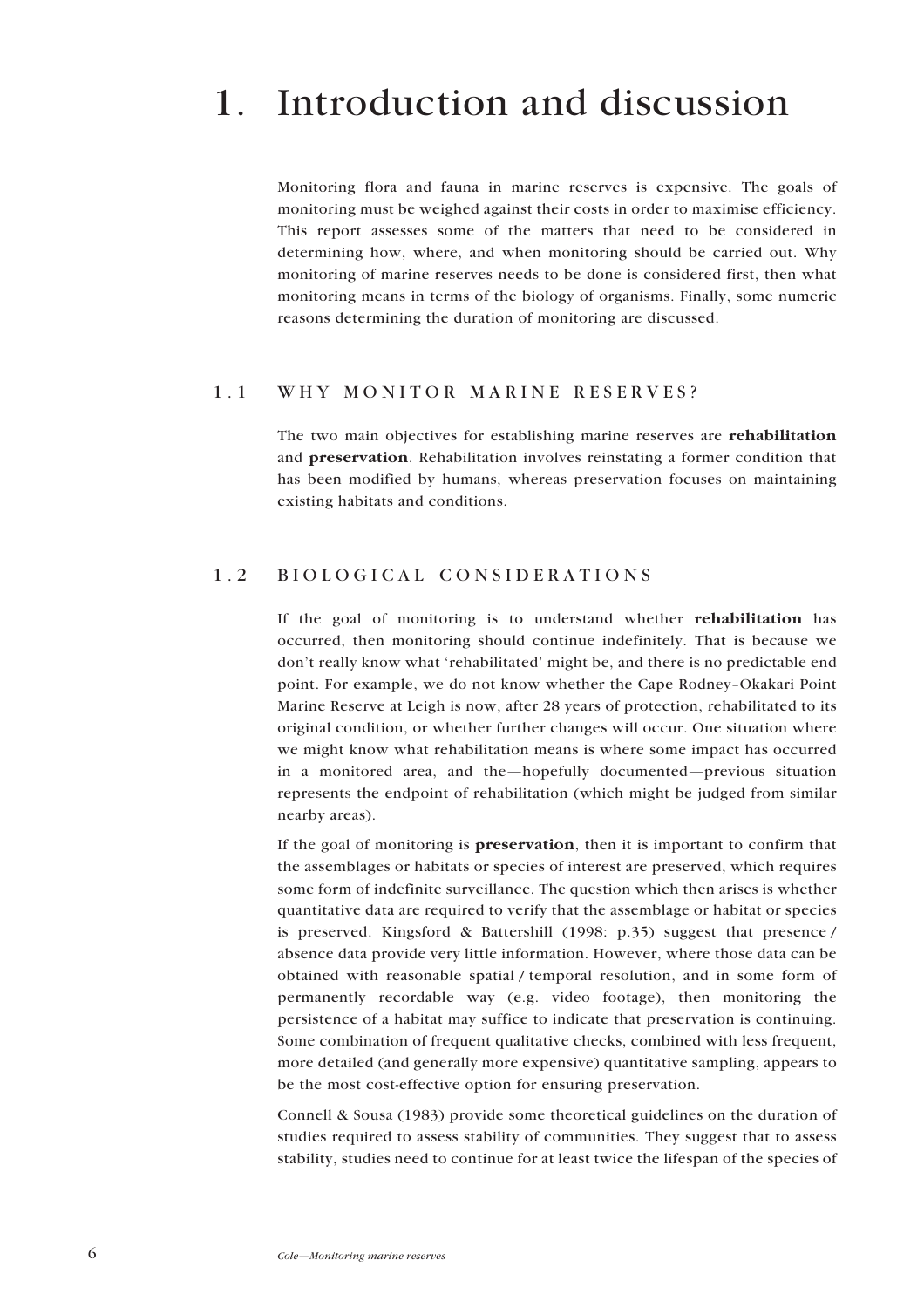# 1. Introduction and discussion

Monitoring flora and fauna in marine reserves is expensive. The goals of monitoring must be weighed against their costs in order to maximise efficiency. This report assesses some of the matters that need to be considered in determining how, where, and when monitoring should be carried out. Why monitoring of marine reserves needs to be done is considered first, then what monitoring means in terms of the biology of organisms. Finally, some numeric reasons determining the duration of monitoring are discussed.

## 1.1 WHY MONITOR MARINE RESERVES?

The two main objectives for establishing marine reserves are **rehabilitation** and **preservation**. Rehabilitation involves reinstating a former condition that has been modified by humans, whereas preservation focuses on maintaining existing habitats and conditions.

## 1.2 BIOLOGICAL CONSIDERATIONS

If the goal of monitoring is to understand whether **rehabilitation** has occurred, then monitoring should continue indefinitely. That is because we don't really know what 'rehabilitated' might be, and there is no predictable end point. For example, we do not know whether the Cape Rodney–Okakari Point Marine Reserve at Leigh is now, after 28 years of protection, rehabilitated to its original condition, or whether further changes will occur. One situation where we might know what rehabilitation means is where some impact has occurred in a monitored area, and the—hopefully documented—previous situation represents the endpoint of rehabilitation (which might be judged from similar nearby areas).

If the goal of monitoring is **preservation**, then it is important to confirm that the assemblages or habitats or species of interest are preserved, which requires some form of indefinite surveillance. The question which then arises is whether quantitative data are required to verify that the assemblage or habitat or species is preserved. Kingsford & Battershill (1998: p.35) suggest that presence / absence data provide very little information. However, where those data can be obtained with reasonable spatial / temporal resolution, and in some form of permanently recordable way (e.g. video footage), then monitoring the persistence of a habitat may suffice to indicate that preservation is continuing. Some combination of frequent qualitative checks, combined with less frequent, more detailed (and generally more expensive) quantitative sampling, appears to be the most cost-effective option for ensuring preservation.

Connell & Sousa (1983) provide some theoretical guidelines on the duration of studies required to assess stability of communities. They suggest that to assess stability, studies need to continue for at least twice the lifespan of the species of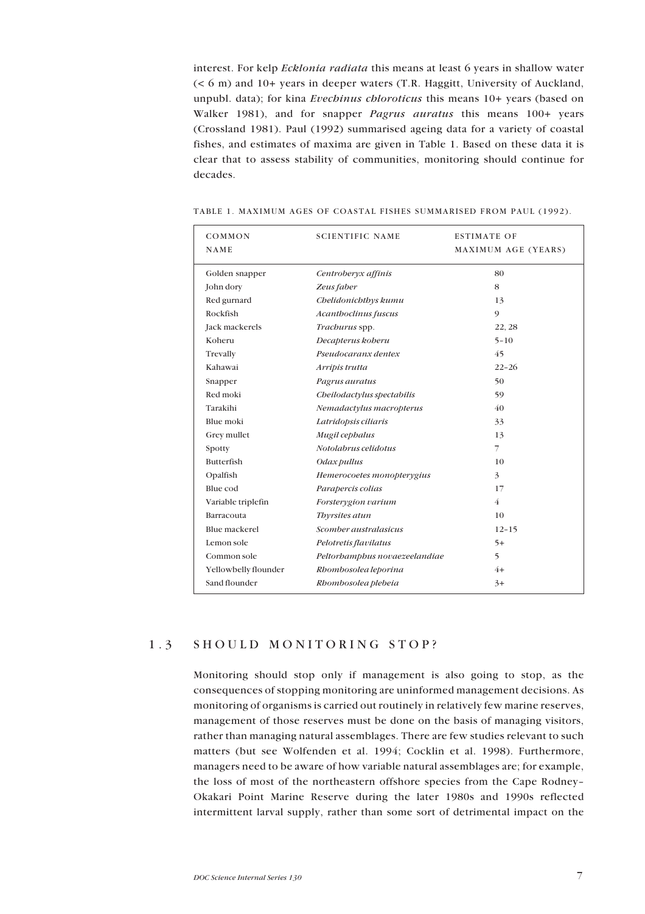interest. For kelp *Ecklonia radiata* this means at least 6 years in shallow water (< 6 m) and 10+ years in deeper waters (T.R. Haggitt, University of Auckland, unpubl. data); for kina *Evechinus chloroticus* this means 10+ years (based on Walker 1981), and for snapper *Pagrus auratus* this means 100+ years (Crossland 1981). Paul (1992) summarised ageing data for a variety of coastal fishes, and estimates of maxima are given in Table 1. Based on these data it is clear that to assess stability of communities, monitoring should continue for decades.

TABLE 1. MAXIMUM AGES OF COASTAL FISHES SUMMARISED FROM PAUL (1992).

| COMMON NAME | SCIENTIFIC NAME | ESTIMATE OF MAXIMUM AGE (YEARS) |
|---|---|---|
| Golden snapper | *Centroberyx affinis* | 80 |
| John dory | *Zeus faber* | 8 |
| Red gurnard | *Chelidonichthys kumu* | 13 |
| Rockfish | *Acanthoclinus fuscus* | 9 |
| Jack mackerels | *Trachurus* spp. | 22, 28 |
| Koheru | *Decapterus koheru* | 5–10 |
| Trevally | *Pseudocaranx dentex* | 45 |
| Kahawai | *Arripis trutta* | 22–26 |
| Snapper | *Pagrus auratus* | 50 |
| Red moki | *Cheilodactylus spectabilis* | 59 |
| Tarakihi | *Nemadactylus macropterus* | 40 |
| Blue moki | *Latridopsis ciliaris* | 33 |
| Grey mullet | *Mugil cephalus* | 13 |
| Spotty | *Notolabrus celidotus* | 7 |
| Butterfish | *Odax pullus* | 10 |
| Opalfish | *Hemerocoetes monopterygius* | 3 |
| Blue cod | *Parapercis colias* | 17 |
| Variable triplefin | *Forsterygion varium* | 4 |
| Barracouta | *Thyrsites atun* | 10 |
| Blue mackerel | *Scomber australasicus* | 12–15 |
| Lemon sole | *Pelotretis flavilatus* | 5+ |
| Common sole | *Peltorhamphus novaezeelandiae* | 5 |
| Yellowbelly flounder | *Rhombosolea leporina* | 4+ |
| Sand flounder | *Rhombosolea plebeia* | 3+ |

## 1.3 SHOULD MONITORING STOP?

Monitoring should stop only if management is also going to stop, as the consequences of stopping monitoring are uninformed management decisions. As monitoring of organisms is carried out routinely in relatively few marine reserves, management of those reserves must be done on the basis of managing visitors, rather than managing natural assemblages. There are few studies relevant to such matters (but see Wolfenden et al. 1994; Cocklin et al. 1998). Furthermore, managers need to be aware of how variable natural assemblages are; for example, the loss of most of the northeastern offshore species from the Cape Rodney–Okakari Point Marine Reserve during the later 1980s and 1990s reflected intermittent larval supply, rather than some sort of detrimental impact on the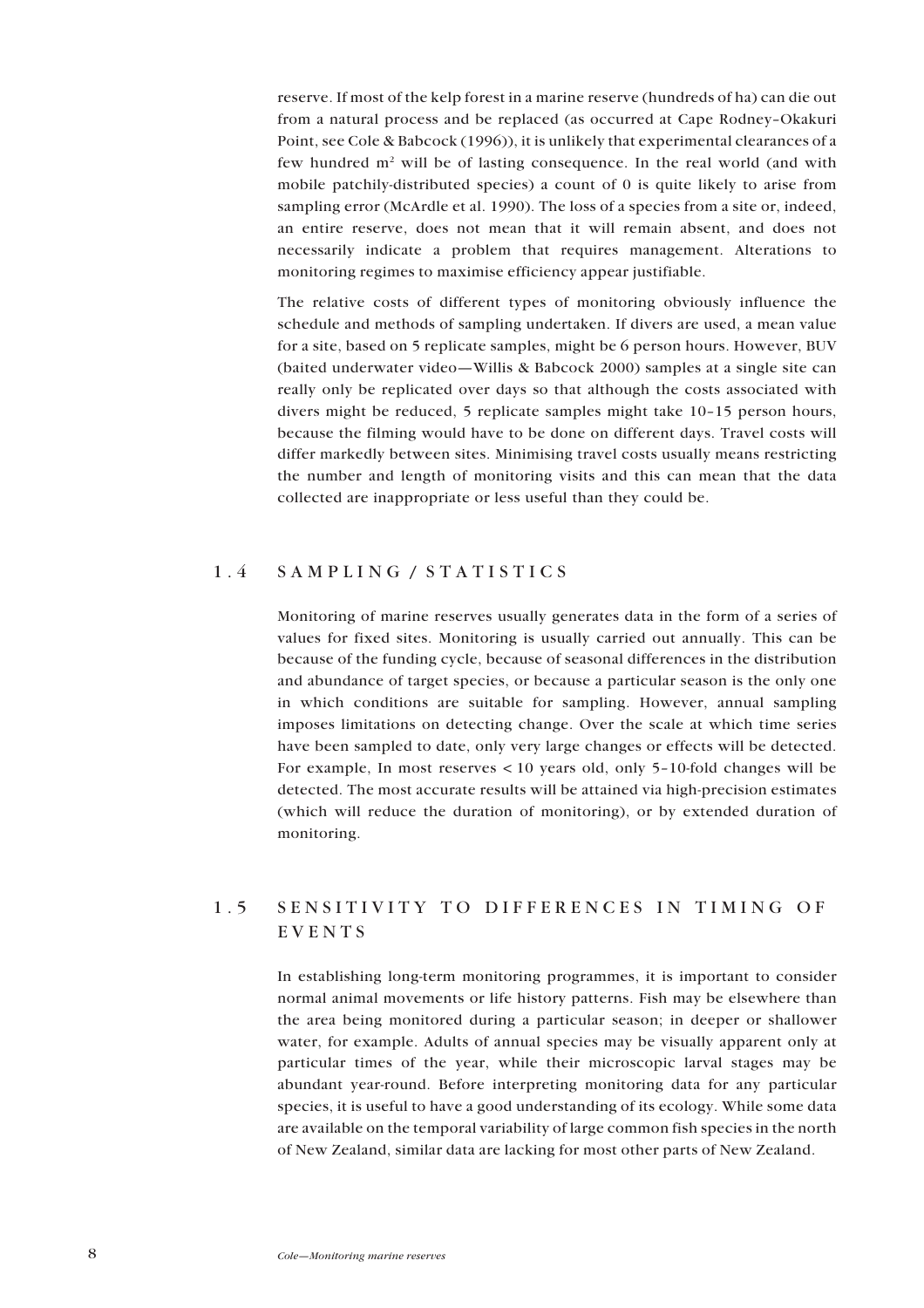reserve. If most of the kelp forest in a marine reserve (hundreds of ha) can die out from a natural process and be replaced (as occurred at Cape Rodney–Okakuri Point, see Cole & Babcock (1996)), it is unlikely that experimental clearances of a few hundred $m^2$ will be of lasting consequence. In the real world (and with mobile patchily-distributed species) a count of 0 is quite likely to arise from sampling error (McArdle et al. 1990). The loss of a species from a site or, indeed, an entire reserve, does not mean that it will remain absent, and does not necessarily indicate a problem that requires management. Alterations to monitoring regimes to maximise efficiency appear justifiable.

The relative costs of different types of monitoring obviously influence the schedule and methods of sampling undertaken. If divers are used, a mean value for a site, based on 5 replicate samples, might be 6 person hours. However, BUV (baited underwater video—Willis & Babcock 2000) samples at a single site can really only be replicated over days so that although the costs associated with divers might be reduced, 5 replicate samples might take 10–15 person hours, because the filming would have to be done on different days. Travel costs will differ markedly between sites. Minimising travel costs usually means restricting the number and length of monitoring visits and this can mean that the data collected are inappropriate or less useful than they could be.

## 1.4 SAMPLING / STATISTICS

Monitoring of marine reserves usually generates data in the form of a series of values for fixed sites. Monitoring is usually carried out annually. This can be because of the funding cycle, because of seasonal differences in the distribution and abundance of target species, or because a particular season is the only one in which conditions are suitable for sampling. However, annual sampling imposes limitations on detecting change. Over the scale at which time series have been sampled to date, only very large changes or effects will be detected. For example, In most reserves < 10 years old, only 5–10-fold changes will be detected. The most accurate results will be attained via high-precision estimates (which will reduce the duration of monitoring), or by extended duration of monitoring.

## 1.5 SENSITIVITY TO DIFFERENCES IN TIMING OF EVENTS

In establishing long-term monitoring programmes, it is important to consider normal animal movements or life history patterns. Fish may be elsewhere than the area being monitored during a particular season; in deeper or shallower water, for example. Adults of annual species may be visually apparent only at particular times of the year, while their microscopic larval stages may be abundant year-round. Before interpreting monitoring data for any particular species, it is useful to have a good understanding of its ecology. While some data are available on the temporal variability of large common fish species in the north of New Zealand, similar data are lacking for most other parts of New Zealand.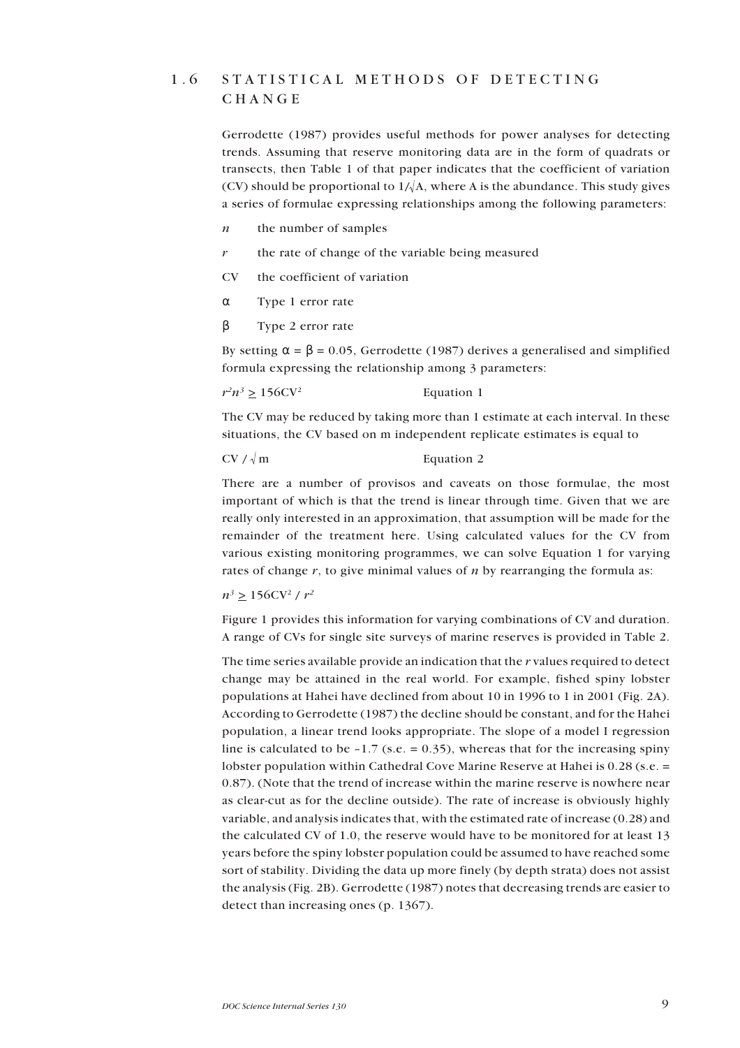## 1.6 STATISTICAL METHODS OF DETECTING CHANGE

Gerrodette (1987) provides useful methods for power analyses for detecting trends. Assuming that reserve monitoring data are in the form of quadrats or transects, then Table 1 of that paper indicates that the coefficient of variation (CV) should be proportional to $1/\sqrt{A}$, where A is the abundance. This study gives a series of formulae expressing relationships among the following parameters:

- *n* the number of samples
- *r* the rate of change of the variable being measured
- CV the coefficient of variation
- $\alpha$ Type 1 error rate
- $\beta$ Type 2 error rate

By setting $\alpha = \beta = 0.05$, Gerrodette (1987) derives a generalised and simplified formula expressing the relationship among 3 parameters:

$$r^2 n^3 \geq 156\mathrm{CV}^2 \qquad \text{Equation 1}$$

The CV may be reduced by taking more than 1 estimate at each interval. In these situations, the CV based on m independent replicate estimates is equal to

$$\mathrm{CV} / \sqrt{m} \qquad \text{Equation 2}$$

There are a number of provisos and caveats on those formulae, the most important of which is that the trend is linear through time. Given that we are really only interested in an approximation, that assumption will be made for the remainder of the treatment here. Using calculated values for the CV from various existing monitoring programmes, we can solve Equation 1 for varying rates of change *r*, to give minimal values of *n* by rearranging the formula as:

$$n^3 \geq 156\mathrm{CV}^2 / r^2$$

Figure 1 provides this information for varying combinations of CV and duration. A range of CVs for single site surveys of marine reserves is provided in Table 2.

The time series available provide an indication that the *r* values required to detect change may be attained in the real world. For example, fished spiny lobster populations at Hahei have declined from about 10 in 1996 to 1 in 2001 (Fig. 2A). According to Gerrodette (1987) the decline should be constant, and for the Hahei population, a linear trend looks appropriate. The slope of a model I regression line is calculated to be –1.7 (s.e. = 0.35), whereas that for the increasing spiny lobster population within Cathedral Cove Marine Reserve at Hahei is 0.28 (s.e. = 0.87). (Note that the trend of increase within the marine reserve is nowhere near as clear-cut as for the decline outside). The rate of increase is obviously highly variable, and analysis indicates that, with the estimated rate of increase (0.28) and the calculated CV of 1.0, the reserve would have to be monitored for at least 13 years before the spiny lobster population could be assumed to have reached some sort of stability. Dividing the data up more finely (by depth strata) does not assist the analysis (Fig. 2B). Gerrodette (1987) notes that decreasing trends are easier to detect than increasing ones (p. 1367).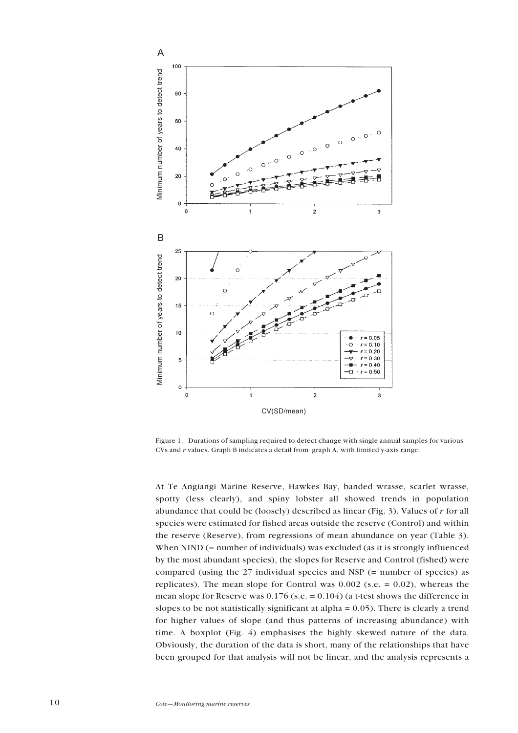Figure 1. Durations of sampling required to detect change with single annual samples for various CVs and $r$ values. Graph B indicates a detail from graph A, with limited y-axis range.

At Te Angiangi Marine Reserve, Hawkes Bay, banded wrasse, scarlet wrasse, spotty (less clearly), and spiny lobster all showed trends in population abundance that could be (loosely) described as linear (Fig. 3). Values of $r$ for all species were estimated for fished areas outside the reserve (Control) and within the reserve (Reserve), from regressions of mean abundance on year (Table 3). When NIND (= number of individuals) was excluded (as it is strongly influenced by the most abundant species), the slopes for Reserve and Control (fished) were compared (using the 27 individual species and NSP (= number of species) as replicates). The mean slope for Control was 0.002 (s.e. = 0.02), whereas the mean slope for Reserve was 0.176 (s.e. = 0.104) (a t-test shows the difference in slopes to be not statistically significant at alpha = 0.05). There is clearly a trend for higher values of slope (and thus patterns of increasing abundance) with time. A boxplot (Fig. 4) emphasises the highly skewed nature of the data. Obviously, the duration of the data is short, many of the relationships that have been grouped for that analysis will not be linear, and the analysis represents a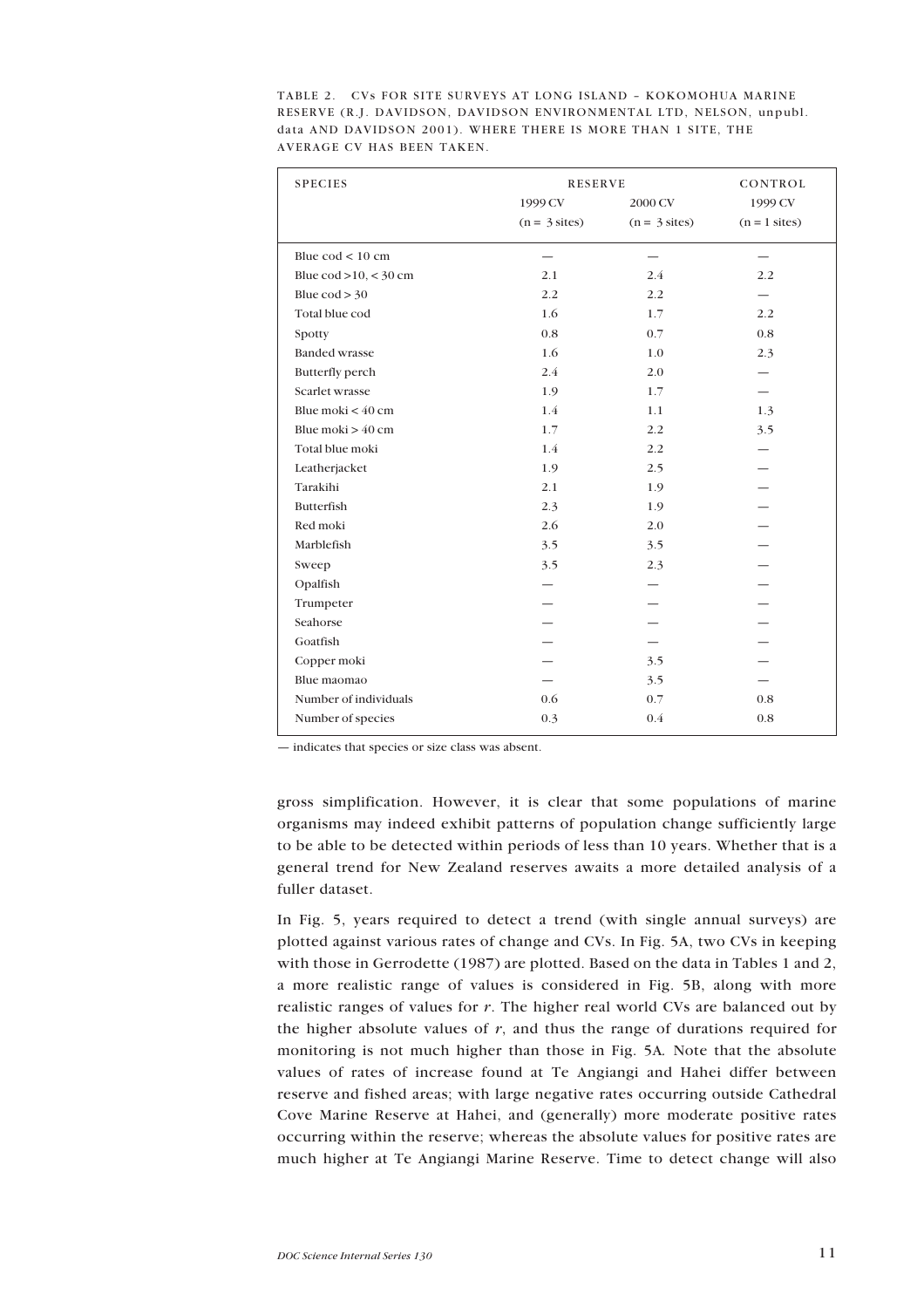TABLE 2. CVs FOR SITE SURVEYS AT LONG ISLAND – KOKOMOHUA MARINE RESERVE (R.J. DAVIDSON, DAVIDSON ENVIRONMENTAL LTD, NELSON, unpubl. data AND DAVIDSON 2001). WHERE THERE IS MORE THAN 1 SITE, THE AVERAGE CV HAS BEEN TAKEN.

| SPECIES | RESERVE | | CONTROL |
|---|---|---|---|
| | 1999 CV (n = 3 sites) | 2000 CV (n = 3 sites) | 1999 CV (n = 1 sites) |
| Blue cod < 10 cm | — | — | — |
| Blue cod >10, < 30 cm | 2.1 | 2.4 | 2.2 |
| Blue cod > 30 | 2.2 | 2.2 | — |
| Total blue cod | 1.6 | 1.7 | 2.2 |
| Spotty | 0.8 | 0.7 | 0.8 |
| Banded wrasse | 1.6 | 1.0 | 2.3 |
| Butterfly perch | 2.4 | 2.0 | — |
| Scarlet wrasse | 1.9 | 1.7 | — |
| Blue moki < 40 cm | 1.4 | 1.1 | 1.3 |
| Blue moki > 40 cm | 1.7 | 2.2 | 3.5 |
| Total blue moki | 1.4 | 2.2 | — |
| Leatherjacket | 1.9 | 2.5 | — |
| Tarakihi | 2.1 | 1.9 | — |
| Butterfish | 2.3 | 1.9 | — |
| Red moki | 2.6 | 2.0 | — |
| Marblefish | 3.5 | 3.5 | — |
| Sweep | 3.5 | 2.3 | — |
| Opalfish | — | — | — |
| Trumpeter | — | — | — |
| Seahorse | — | — | — |
| Goatfish | — | — | — |
| Copper moki | — | 3.5 | — |
| Blue maomao | — | 3.5 | — |
| Number of individuals | 0.6 | 0.7 | 0.8 |
| Number of species | 0.3 | 0.4 | 0.8 |

— indicates that species or size class was absent.

gross simplification. However, it is clear that some populations of marine organisms may indeed exhibit patterns of population change sufficiently large to be able to be detected within periods of less than 10 years. Whether that is a general trend for New Zealand reserves awaits a more detailed analysis of a fuller dataset.

In Fig. 5, years required to detect a trend (with single annual surveys) are plotted against various rates of change and CVs. In Fig. 5A, two CVs in keeping with those in Gerrodette (1987) are plotted. Based on the data in Tables 1 and 2, a more realistic range of values is considered in Fig. 5B, along with more realistic ranges of values for $r$. The higher real world CVs are balanced out by the higher absolute values of $r$, and thus the range of durations required for monitoring is not much higher than those in Fig. 5A. Note that the absolute values of rates of increase found at Te Angiangi and Hahei differ between reserve and fished areas; with large negative rates occurring outside Cathedral Cove Marine Reserve at Hahei, and (generally) more moderate positive rates occurring within the reserve; whereas the absolute values for positive rates are much higher at Te Angiangi Marine Reserve. Time to detect change will also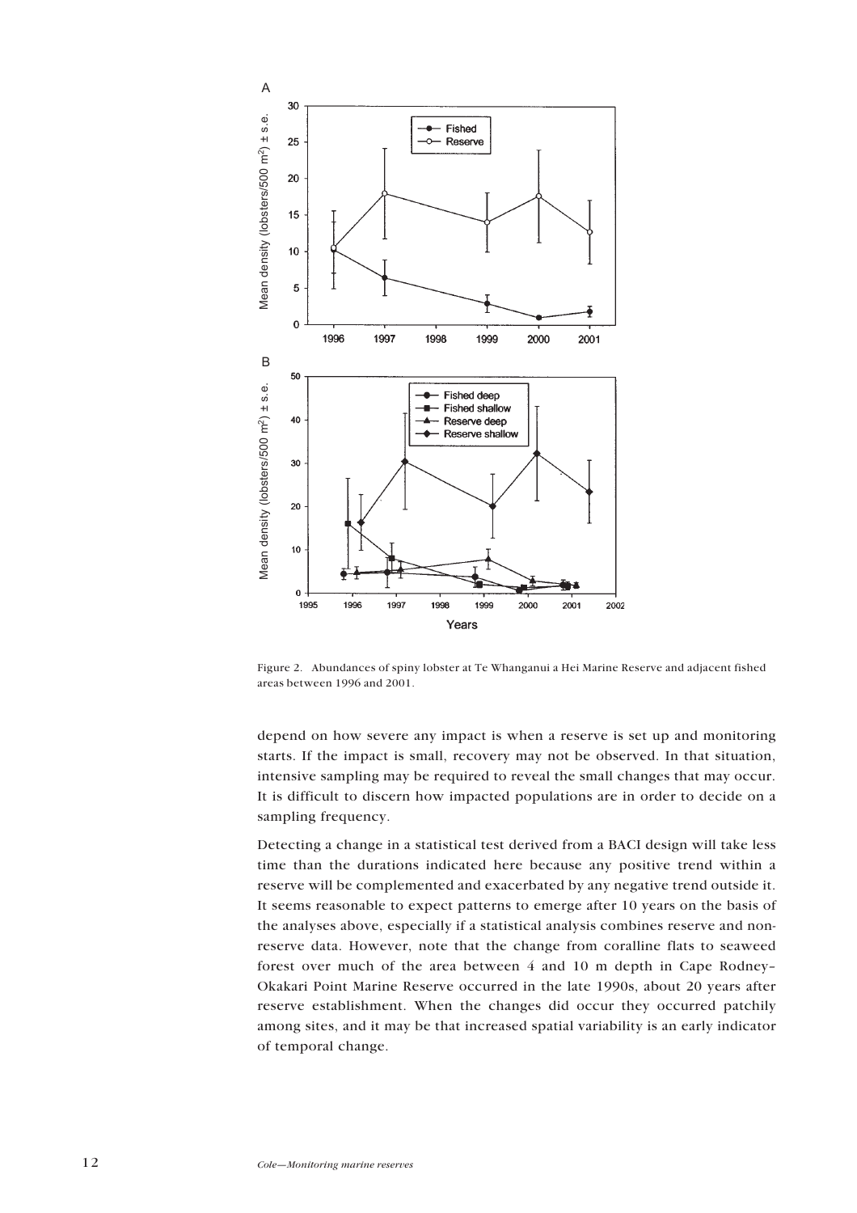Figure 2. Abundances of spiny lobster at Te Whanganui a Hei Marine Reserve and adjacent fished areas between 1996 and 2001.

depend on how severe any impact is when a reserve is set up and monitoring starts. If the impact is small, recovery may not be observed. In that situation, intensive sampling may be required to reveal the small changes that may occur. It is difficult to discern how impacted populations are in order to decide on a sampling frequency.

Detecting a change in a statistical test derived from a BACI design will take less time than the durations indicated here because any positive trend within a reserve will be complemented and exacerbated by any negative trend outside it. It seems reasonable to expect patterns to emerge after 10 years on the basis of the analyses above, especially if a statistical analysis combines reserve and non-reserve data. However, note that the change from coralline flats to seaweed forest over much of the area between 4 and 10 m depth in Cape Rodney–Okakari Point Marine Reserve occurred in the late 1990s, about 20 years after reserve establishment. When the changes did occur they occurred patchily among sites, and it may be that increased spatial variability is an early indicator of temporal change.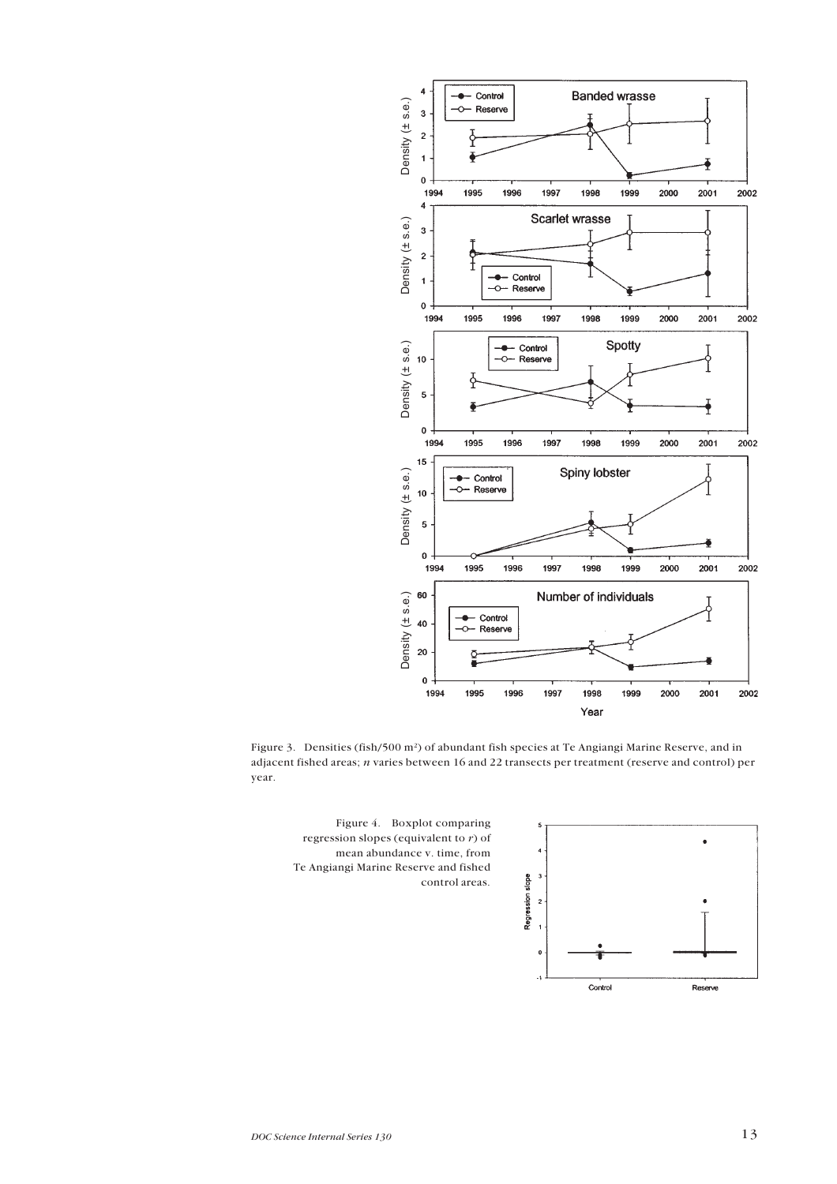Figure 3. Densities (fish/500 m²) of abundant fish species at Te Angiangi Marine Reserve, and in adjacent fished areas; *n* varies between 16 and 22 transects per treatment (reserve and control) per year.

Figure 4. Boxplot comparing regression slopes (equivalent to *r*) of mean abundance v. time, from Te Angiangi Marine Reserve and fished control areas.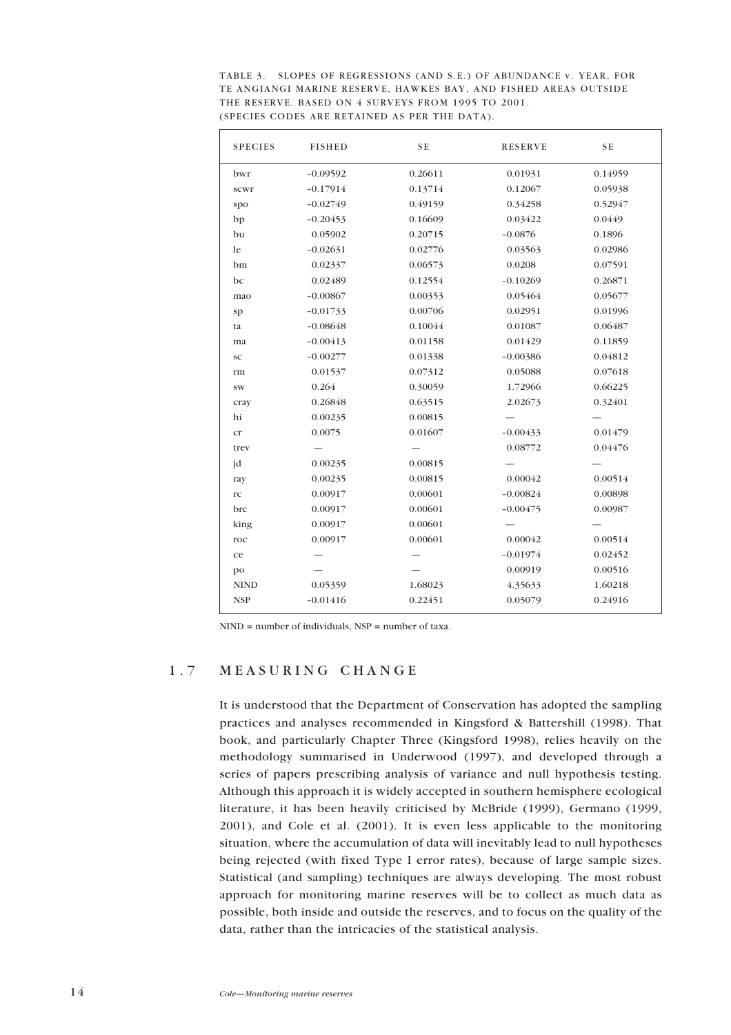TABLE 3. SLOPES OF REGRESSIONS (AND S.E.) OF ABUNDANCE v. YEAR, FOR TE ANGIANGI MARINE RESERVE, HAWKES BAY, AND FISHED AREAS OUTSIDE THE RESERVE. BASED ON 4 SURVEYS FROM 1995 TO 2001. (SPECIES CODES ARE RETAINED AS PER THE DATA).

| SPECIES | FISHED | SE | RESERVE | SE |
|---|---|---|---|---|
| bwr | −0.09592 | 0.26611 | 0.01931 | 0.14959 |
| scwr | −0.17914 | 0.13714 | 0.12067 | 0.05938 |
| spo | −0.02749 | 0.49159 | 0.34258 | 0.52947 |
| bp | −0.20453 | 0.16609 | 0.03422 | 0.0449 |
| bu | 0.05902 | 0.20715 | −0.0876 | 0.1896 |
| le | −0.02631 | 0.02776 | 0.03563 | 0.02986 |
| bm | 0.02337 | 0.06573 | 0.0208 | 0.07591 |
| bc | 0.02489 | 0.12554 | −0.10269 | 0.26871 |
| mao | −0.00867 | 0.00353 | 0.05464 | 0.05677 |
| sp | −0.01733 | 0.00706 | 0.02951 | 0.01996 |
| ta | −0.08648 | 0.10044 | 0.01087 | 0.06487 |
| ma | −0.00413 | 0.01158 | 0.01429 | 0.11859 |
| sc | −0.00277 | 0.01338 | −0.00386 | 0.04812 |
| rm | 0.01537 | 0.07312 | 0.05088 | 0.07618 |
| sw | 0.264 | 0.30059 | 1.72966 | 0.66225 |
| cray | 0.26848 | 0.63515 | 2.02673 | 0.32401 |
| hi | 0.00235 | 0.00815 | — | — |
| cr | 0.0075 | 0.01607 | −0.00433 | 0.01479 |
| trev | — | — | 0.08772 | 0.04476 |
| jd | 0.00235 | 0.00815 | — | — |
| ray | 0.00235 | 0.00815 | 0.00042 | 0.00514 |
| rc | 0.00917 | 0.00601 | −0.00824 | 0.00898 |
| brc | 0.00917 | 0.00601 | −0.00475 | 0.00987 |
| king | 0.00917 | 0.00601 | — | — |
| roc | 0.00917 | 0.00601 | 0.00042 | 0.00514 |
| ce | — | — | −0.01974 | 0.02452 |
| po | — | — | 0.00919 | 0.00516 |
| NIND | 0.05359 | 1.68023 | 4.35633 | 1.60218 |
| NSP | −0.01416 | 0.22451 | 0.05079 | 0.24916 |

NIND = number of individuals, NSP = number of taxa.

## 1.7 MEASURING CHANGE

It is understood that the Department of Conservation has adopted the sampling practices and analyses recommended in Kingsford & Battershill (1998). That book, and particularly Chapter Three (Kingsford 1998), relies heavily on the methodology summarised in Underwood (1997), and developed through a series of papers prescribing analysis of variance and null hypothesis testing. Although this approach it is widely accepted in southern hemisphere ecological literature, it has been heavily criticised by McBride (1999), Germano (1999, 2001), and Cole et al. (2001). It is even less applicable to the monitoring situation, where the accumulation of data will inevitably lead to null hypotheses being rejected (with fixed Type I error rates), because of large sample sizes. Statistical (and sampling) techniques are always developing. The most robust approach for monitoring marine reserves will be to collect as much data as possible, both inside and outside the reserves, and to focus on the quality of the data, rather than the intricacies of the statistical analysis.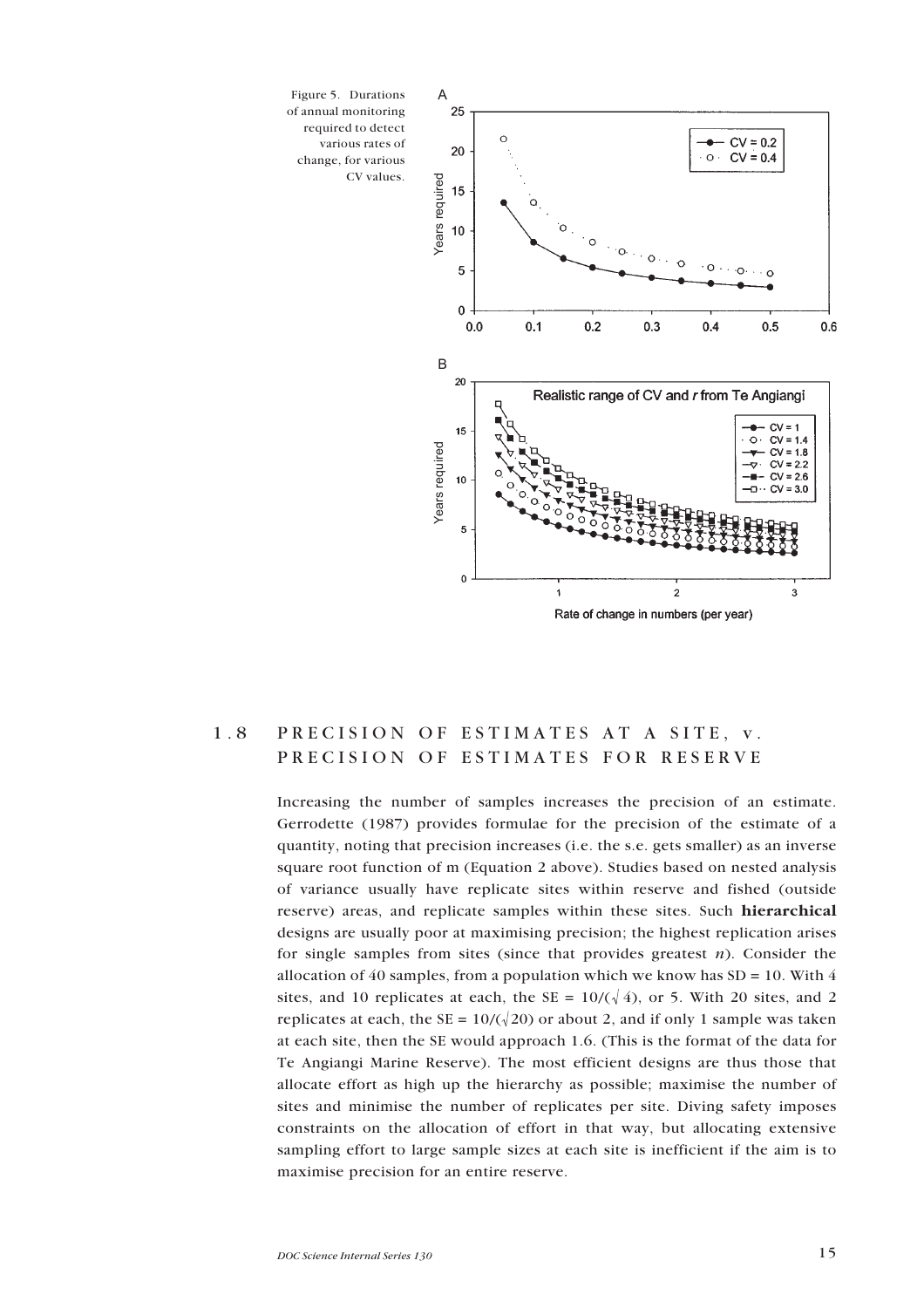Figure 5. Durations of annual monitoring required to detect various rates of change, for various CV values.

## 1.8 PRECISION OF ESTIMATES AT A SITE, v. PRECISION OF ESTIMATES FOR RESERVE

Increasing the number of samples increases the precision of an estimate. Gerrodette (1987) provides formulae for the precision of the estimate of a quantity, noting that precision increases (i.e. the s.e. gets smaller) as an inverse square root function of m (Equation 2 above). Studies based on nested analysis of variance usually have replicate sites within reserve and fished (outside reserve) areas, and replicate samples within these sites. Such **hierarchical** designs are usually poor at maximising precision; the highest replication arises for single samples from sites (since that provides greatest $n$). Consider the allocation of 40 samples, from a population which we know has SD = 10. With 4 sites, and 10 replicates at each, the SE = $10/(\sqrt{4})$, or 5. With 20 sites, and 2 replicates at each, the SE = $10/(\sqrt{20})$ or about 2, and if only 1 sample was taken at each site, then the SE would approach 1.6. (This is the format of the data for Te Angiangi Marine Reserve). The most efficient designs are thus those that allocate effort as high up the hierarchy as possible; maximise the number of sites and minimise the number of replicates per site. Diving safety imposes constraints on the allocation of effort in that way, but allocating extensive sampling effort to large sample sizes at each site is inefficient if the aim is to maximise precision for an entire reserve.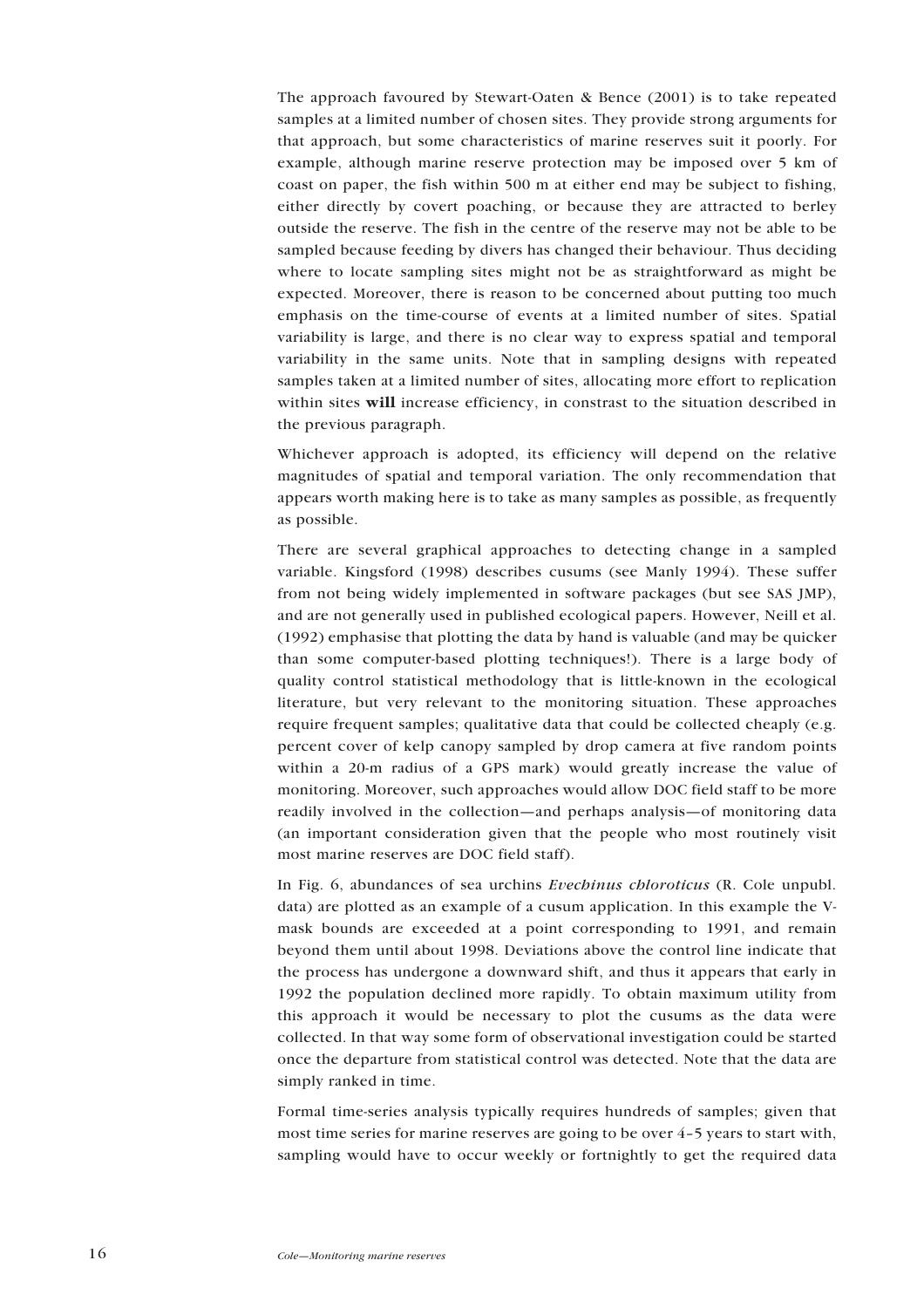The approach favoured by Stewart-Oaten & Bence (2001) is to take repeated samples at a limited number of chosen sites. They provide strong arguments for that approach, but some characteristics of marine reserves suit it poorly. For example, although marine reserve protection may be imposed over 5 km of coast on paper, the fish within 500 m at either end may be subject to fishing, either directly by covert poaching, or because they are attracted to berley outside the reserve. The fish in the centre of the reserve may not be able to be sampled because feeding by divers has changed their behaviour. Thus deciding where to locate sampling sites might not be as straightforward as might be expected. Moreover, there is reason to be concerned about putting too much emphasis on the time-course of events at a limited number of sites. Spatial variability is large, and there is no clear way to express spatial and temporal variability in the same units. Note that in sampling designs with repeated samples taken at a limited number of sites, allocating more effort to replication within sites **will** increase efficiency, in constrast to the situation described in the previous paragraph.

Whichever approach is adopted, its efficiency will depend on the relative magnitudes of spatial and temporal variation. The only recommendation that appears worth making here is to take as many samples as possible, as frequently as possible.

There are several graphical approaches to detecting change in a sampled variable. Kingsford (1998) describes cusums (see Manly 1994). These suffer from not being widely implemented in software packages (but see SAS JMP), and are not generally used in published ecological papers. However, Neill et al. (1992) emphasise that plotting the data by hand is valuable (and may be quicker than some computer-based plotting techniques!). There is a large body of quality control statistical methodology that is little-known in the ecological literature, but very relevant to the monitoring situation. These approaches require frequent samples; qualitative data that could be collected cheaply (e.g. percent cover of kelp canopy sampled by drop camera at five random points within a 20-m radius of a GPS mark) would greatly increase the value of monitoring. Moreover, such approaches would allow DOC field staff to be more readily involved in the collection—and perhaps analysis—of monitoring data (an important consideration given that the people who most routinely visit most marine reserves are DOC field staff).

In Fig. 6, abundances of sea urchins *Evechinus chloroticus* (R. Cole unpubl. data) are plotted as an example of a cusum application. In this example the V-mask bounds are exceeded at a point corresponding to 1991, and remain beyond them until about 1998. Deviations above the control line indicate that the process has undergone a downward shift, and thus it appears that early in 1992 the population declined more rapidly. To obtain maximum utility from this approach it would be necessary to plot the cusums as the data were collected. In that way some form of observational investigation could be started once the departure from statistical control was detected. Note that the data are simply ranked in time.

Formal time-series analysis typically requires hundreds of samples; given that most time series for marine reserves are going to be over 4–5 years to start with, sampling would have to occur weekly or fortnightly to get the required data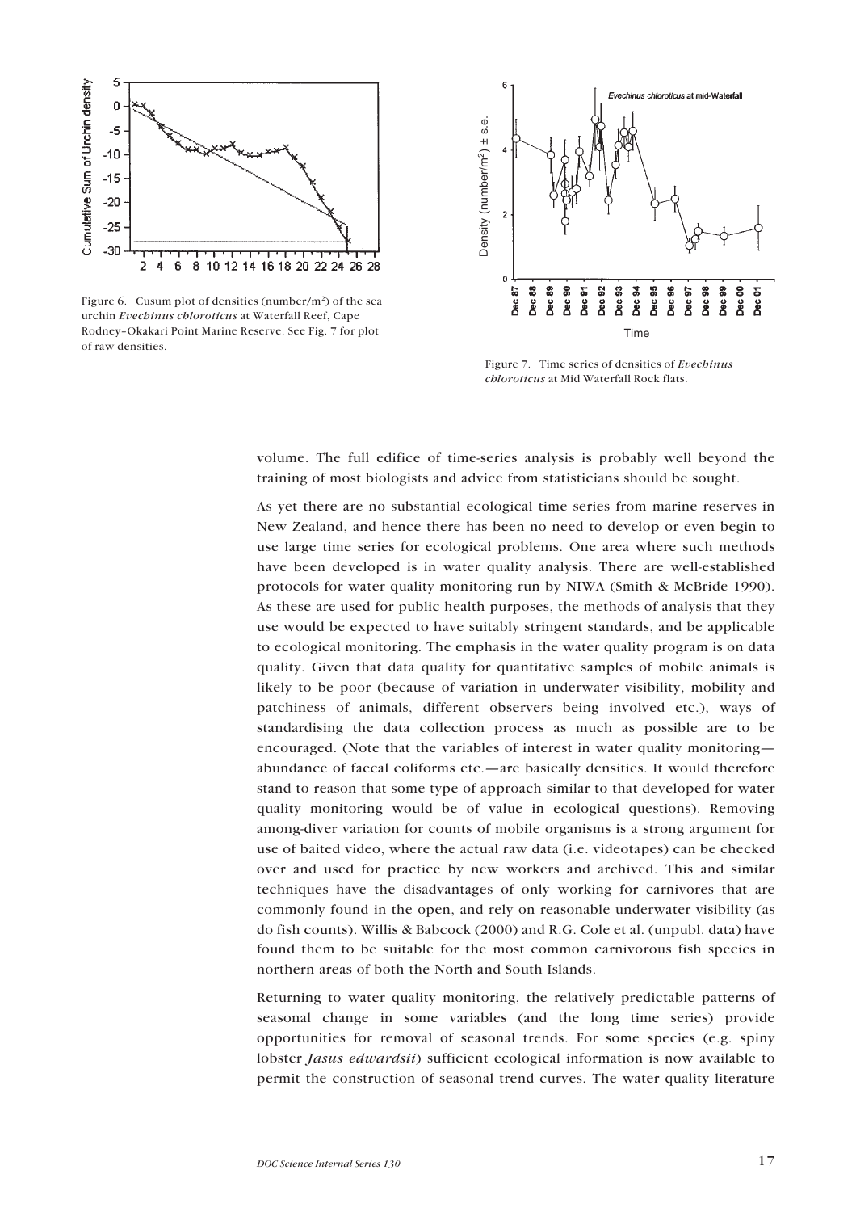Figure 6. Cusum plot of densities (number/m[2]) of the sea urchin *Evechinus chloroticus* at Waterfall Reef, Cape Rodney–Okakari Point Marine Reserve. See Fig. 7 for plot of raw densities.

Figure 7. Time series of densities of *Evechinus chloroticus* at Mid Waterfall Rock flats.

volume. The full edifice of time-series analysis is probably well beyond the training of most biologists and advice from statisticians should be sought.

As yet there are no substantial ecological time series from marine reserves in New Zealand, and hence there has been no need to develop or even begin to use large time series for ecological problems. One area where such methods have been developed is in water quality analysis. There are well-established protocols for water quality monitoring run by NIWA (Smith & McBride 1990). As these are used for public health purposes, the methods of analysis that they use would be expected to have suitably stringent standards, and be applicable to ecological monitoring. The emphasis in the water quality program is on data quality. Given that data quality for quantitative samples of mobile animals is likely to be poor (because of variation in underwater visibility, mobility and patchiness of animals, different observers being involved etc.), ways of standardising the data collection process as much as possible are to be encouraged. (Note that the variables of interest in water quality monitoring—abundance of faecal coliforms etc.—are basically densities. It would therefore stand to reason that some type of approach similar to that developed for water quality monitoring would be of value in ecological questions). Removing among-diver variation for counts of mobile organisms is a strong argument for use of baited video, where the actual raw data (i.e. videotapes) can be checked over and used for practice by new workers and archived. This and similar techniques have the disadvantages of only working for carnivores that are commonly found in the open, and rely on reasonable underwater visibility (as do fish counts). Willis & Babcock (2000) and R.G. Cole et al. (unpubl. data) have found them to be suitable for the most common carnivorous fish species in northern areas of both the North and South Islands.

Returning to water quality monitoring, the relatively predictable patterns of seasonal change in some variables (and the long time series) provide opportunities for removal of seasonal trends. For some species (e.g. spiny lobster *Jasus edwardsii*) sufficient ecological information is now available to permit the construction of seasonal trend curves. The water quality literature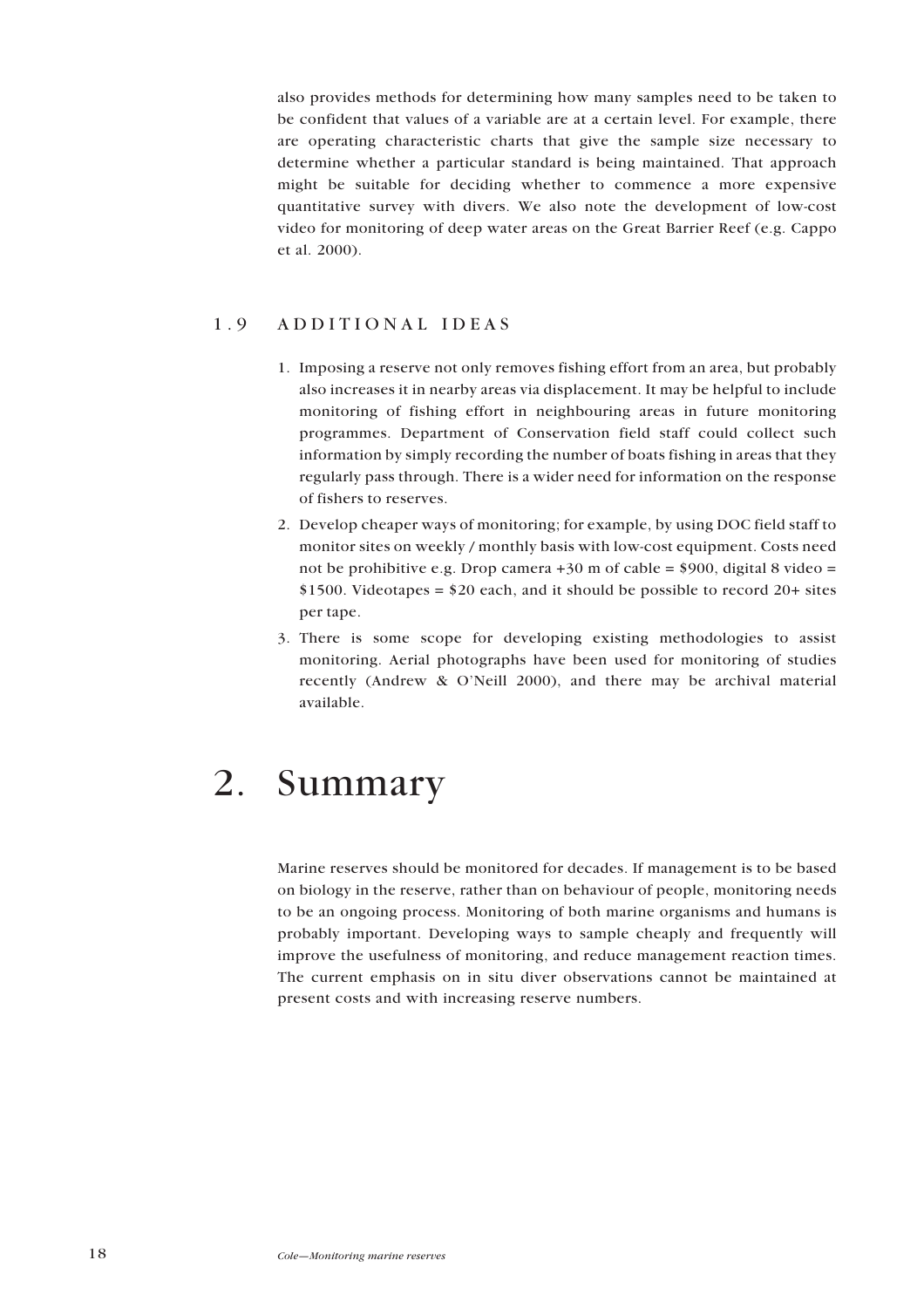also provides methods for determining how many samples need to be taken to be confident that values of a variable are at a certain level. For example, there are operating characteristic charts that give the sample size necessary to determine whether a particular standard is being maintained. That approach might be suitable for deciding whether to commence a more expensive quantitative survey with divers. We also note the development of low-cost video for monitoring of deep water areas on the Great Barrier Reef (e.g. Cappo et al. 2000).

### 1.9 ADDITIONAL IDEAS

1. Imposing a reserve not only removes fishing effort from an area, but probably also increases it in nearby areas via displacement. It may be helpful to include monitoring of fishing effort in neighbouring areas in future monitoring programmes. Department of Conservation field staff could collect such information by simply recording the number of boats fishing in areas that they regularly pass through. There is a wider need for information on the response of fishers to reserves.
2. Develop cheaper ways of monitoring; for example, by using DOC field staff to monitor sites on weekly / monthly basis with low-cost equipment. Costs need not be prohibitive e.g. Drop camera +30 m of cable = $900, digital 8 video = $1500. Videotapes = $20 each, and it should be possible to record 20+ sites per tape.
3. There is some scope for developing existing methodologies to assist monitoring. Aerial photographs have been used for monitoring of studies recently (Andrew & O'Neill 2000), and there may be archival material available.

# 2. Summary

Marine reserves should be monitored for decades. If management is to be based on biology in the reserve, rather than on behaviour of people, monitoring needs to be an ongoing process. Monitoring of both marine organisms and humans is probably important. Developing ways to sample cheaply and frequently will improve the usefulness of monitoring, and reduce management reaction times. The current emphasis on in situ diver observations cannot be maintained at present costs and with increasing reserve numbers.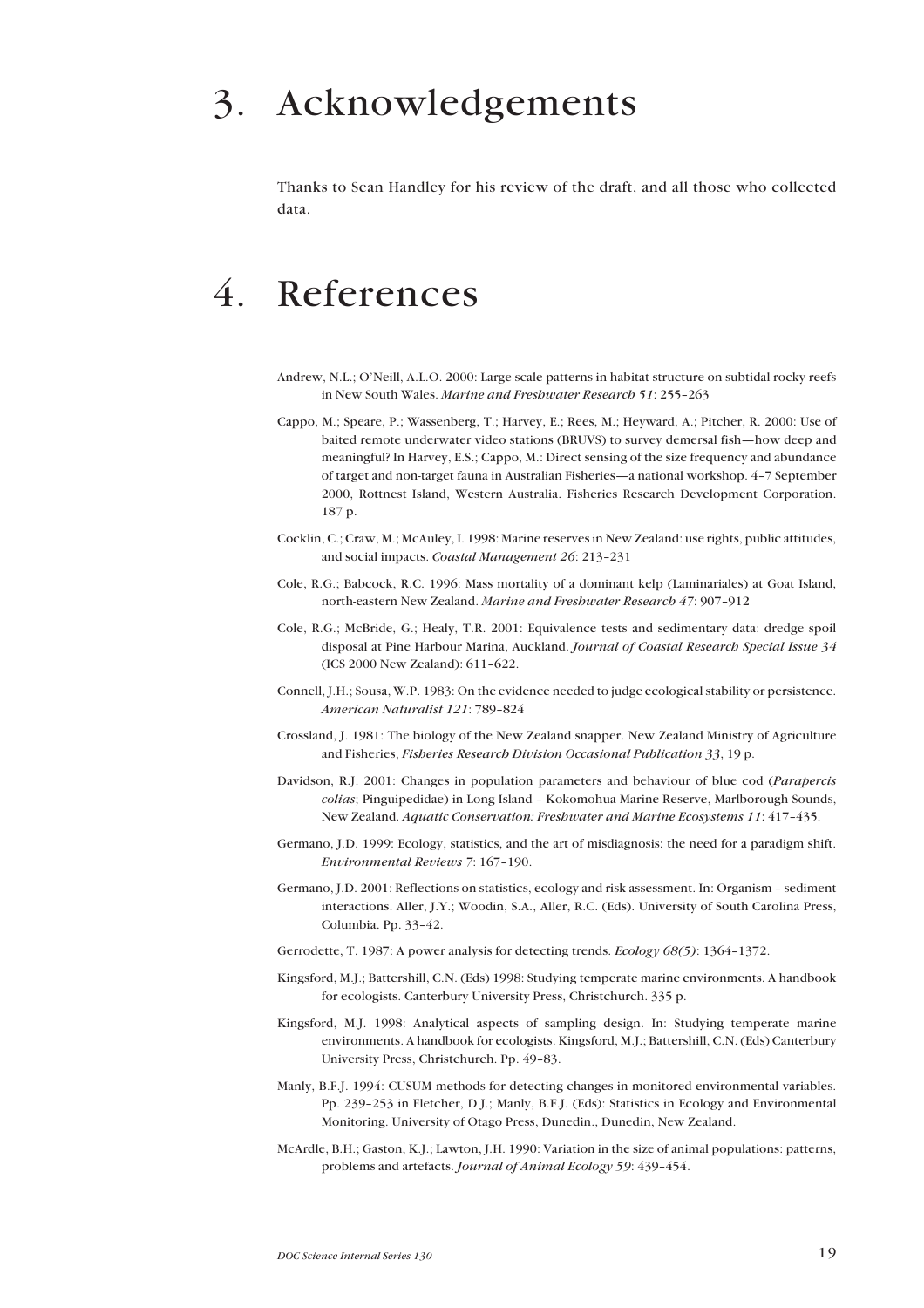# 3. Acknowledgements

Thanks to Sean Handley for his review of the draft, and all those who collected data.

# 4. References

Andrew, N.L.; O'Neill, A.L.O. 2000: Large-scale patterns in habitat structure on subtidal rocky reefs in New South Wales. *Marine and Freshwater Research 51*: 255–263

Cappo, M.; Speare, P.; Wassenberg, T.; Harvey, E.; Rees, M.; Heyward, A.; Pitcher, R. 2000: Use of baited remote underwater video stations (BRUVS) to survey demersal fish—how deep and meaningful? In Harvey, E.S.; Cappo, M.: Direct sensing of the size frequency and abundance of target and non-target fauna in Australian Fisheries—a national workshop. 4–7 September 2000, Rottnest Island, Western Australia. Fisheries Research Development Corporation. 187 p.

Cocklin, C.; Craw, M.; McAuley, I. 1998: Marine reserves in New Zealand: use rights, public attitudes, and social impacts. *Coastal Management 26*: 213–231

Cole, R.G.; Babcock, R.C. 1996: Mass mortality of a dominant kelp (Laminariales) at Goat Island, north-eastern New Zealand. *Marine and Freshwater Research 47*: 907–912

Cole, R.G.; McBride, G.; Healy, T.R. 2001: Equivalence tests and sedimentary data: dredge spoil disposal at Pine Harbour Marina, Auckland. *Journal of Coastal Research Special Issue 34* (ICS 2000 New Zealand): 611–622.

Connell, J.H.; Sousa, W.P. 1983: On the evidence needed to judge ecological stability or persistence. *American Naturalist 121*: 789–824

Crossland, J. 1981: The biology of the New Zealand snapper. New Zealand Ministry of Agriculture and Fisheries, *Fisheries Research Division Occasional Publication 33*, 19 p.

Davidson, R.J. 2001: Changes in population parameters and behaviour of blue cod (*Parapercis colias*; Pinguipedidae) in Long Island – Kokomohua Marine Reserve, Marlborough Sounds, New Zealand. *Aquatic Conservation: Freshwater and Marine Ecosystems 11*: 417–435.

Germano, J.D. 1999: Ecology, statistics, and the art of misdiagnosis: the need for a paradigm shift. *Environmental Reviews 7*: 167–190.

Germano, J.D. 2001: Reflections on statistics, ecology and risk assessment. In: Organism – sediment interactions. Aller, J.Y.; Woodin, S.A., Aller, R.C. (Eds). University of South Carolina Press, Columbia. Pp. 33–42.

Gerrodette, T. 1987: A power analysis for detecting trends. *Ecology 68(5)*: 1364–1372.

Kingsford, M.J.; Battershill, C.N. (Eds) 1998: Studying temperate marine environments. A handbook for ecologists. Canterbury University Press, Christchurch. 335 p.

Kingsford, M.J. 1998: Analytical aspects of sampling design. In: Studying temperate marine environments. A handbook for ecologists. Kingsford, M.J.; Battershill, C.N. (Eds) Canterbury University Press, Christchurch. Pp. 49–83.

Manly, B.F.J. 1994: CUSUM methods for detecting changes in monitored environmental variables. Pp. 239–253 in Fletcher, D.J.; Manly, B.F.J. (Eds): Statistics in Ecology and Environmental Monitoring. University of Otago Press, Dunedin., Dunedin, New Zealand.

McArdle, B.H.; Gaston, K.J.; Lawton, J.H. 1990: Variation in the size of animal populations: patterns, problems and artefacts. *Journal of Animal Ecology 59*: 439–454.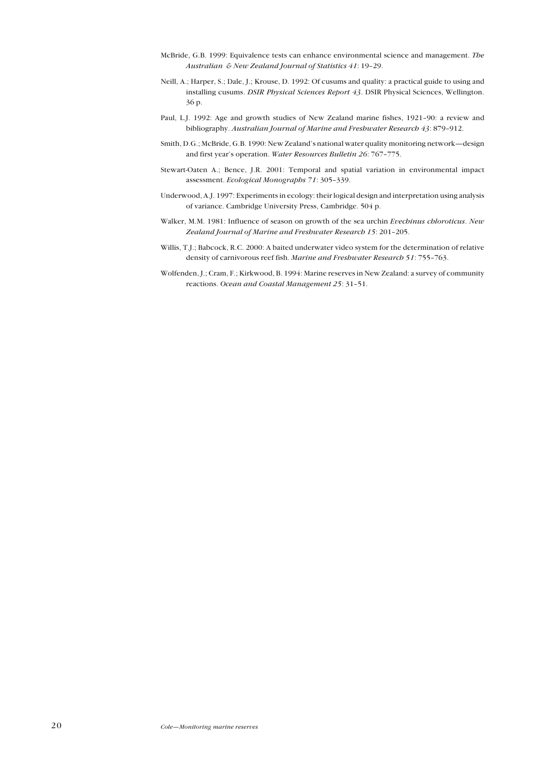McBride, G.B. 1999: Equivalence tests can enhance environmental science and management. *The Australian & New Zealand Journal of Statistics 41*: 19–29.

Neill, A.; Harper, S.; Dale, J.; Krouse, D. 1992: Of cusums and quality: a practical guide to using and installing cusums. *DSIR Physical Sciences Report 43*. DSIR Physical Sciences, Wellington. 36 p.

Paul, L.J. 1992: Age and growth studies of New Zealand marine fishes, 1921–90: a review and bibliography. *Australian Journal of Marine and Freshwater Research 43*: 879–912.

Smith, D.G.; McBride, G.B. 1990: New Zealand's national water quality monitoring network—design and first year's operation. *Water Resources Bulletin 26*: 767–775.

Stewart-Oaten A.; Bence, J.R. 2001: Temporal and spatial variation in environmental impact assessment. *Ecological Monographs 71*: 305–339.

Underwood, A.J. 1997: Experiments in ecology: their logical design and interpretation using analysis of variance. Cambridge University Press, Cambridge. 504 p.

Walker, M.M. 1981: Influence of season on growth of the sea urchin *Evechinus chloroticus*. *New Zealand Journal of Marine and Freshwater Research 15*: 201–205.

Willis, T.J.; Babcock, R.C. 2000: A baited underwater video system for the determination of relative density of carnivorous reef fish. *Marine and Freshwater Research 51*: 755–763.

Wolfenden, J.; Cram, F.; Kirkwood, B. 1994: Marine reserves in New Zealand: a survey of community reactions. *Ocean and Coastal Management 25*: 31–51.